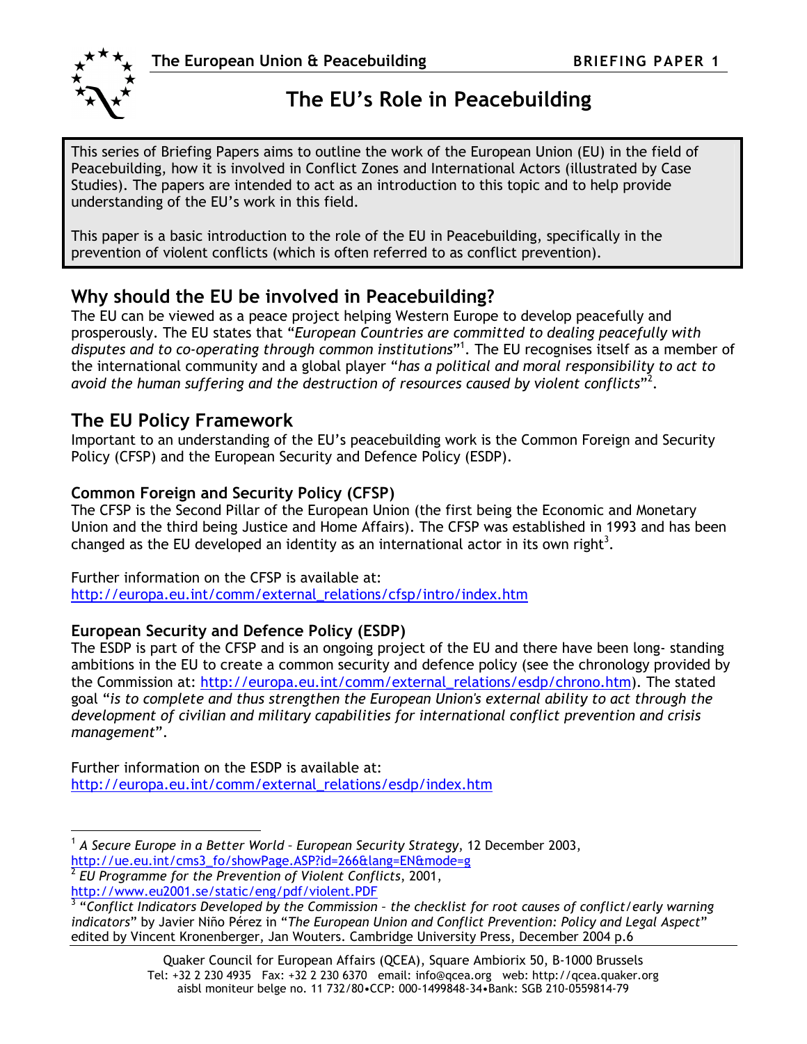# The EU's Role in Peacebuilding

This series of Briefing Papers aims to outline the work of the European Union (EU) in the field of Peacebuilding, how it is involved in Conflict Zones and International Actors (illustrated by Case Studies). The papers are intended to act as an introduction to this topic and to help provide understanding of the EU's work in this field.

This paper is a basic introduction to the role of the EU in Peacebuilding, specifically in the prevention of violent conflicts (which is often referred to as conflict prevention).

## Why should the EU be involved in Peacebuilding?

The EU can be viewed as a peace project helping Western Europe to develop peacefully and prosperously. The EU states that "*European Countries are committed to dealing peacefully with disputes and to co-operating through common institutions*"[1]. The EU recognises itself as a member of the international community and a global player "*has a political and moral responsibility to act to avoid the human suffering and the destruction of resources caused by violent conflicts*"[2].

## The EU Policy Framework

Important to an understanding of the EU's peacebuilding work is the Common Foreign and Security Policy (CFSP) and the European Security and Defence Policy (ESDP).

### Common Foreign and Security Policy (CFSP)

The CFSP is the Second Pillar of the European Union (the first being the Economic and Monetary Union and the third being Justice and Home Affairs). The CFSP was established in 1993 and has been changed as the EU developed an identity as an international actor in its own right[3].

Further information on the CFSP is available at:
http://europa.eu.int/comm/external_relations/cfsp/intro/index.htm

### European Security and Defence Policy (ESDP)

The ESDP is part of the CFSP and is an ongoing project of the EU and there have been long- standing ambitions in the EU to create a common security and defence policy (see the chronology provided by the Commission at: http://europa.eu.int/comm/external_relations/esdp/chrono.htm). The stated goal "*is to complete and thus strengthen the European Union's external ability to act through the development of civilian and military capabilities for international conflict prevention and crisis management*".

Further information on the ESDP is available at:
http://europa.eu.int/comm/external_relations/esdp/index.htm

---

[1] *A Secure Europe in a Better World – European Security Strategy*, 12 December 2003, http://ue.eu.int/cms3_fo/showPage.ASP?id=266&lang=EN&mode=g

[2] *EU Programme for the Prevention of Violent Conflicts*, 2001, http://www.eu2001.se/static/eng/pdf/violent.PDF

[3] "*Conflict Indicators Developed by the Commission – the checklist for root causes of conflict/early warning indicators*" by Javier Niño Pérez in "*The European Union and Conflict Prevention: Policy and Legal Aspect*" edited by Vincent Kronenberger, Jan Wouters. Cambridge University Press, December 2004 p.6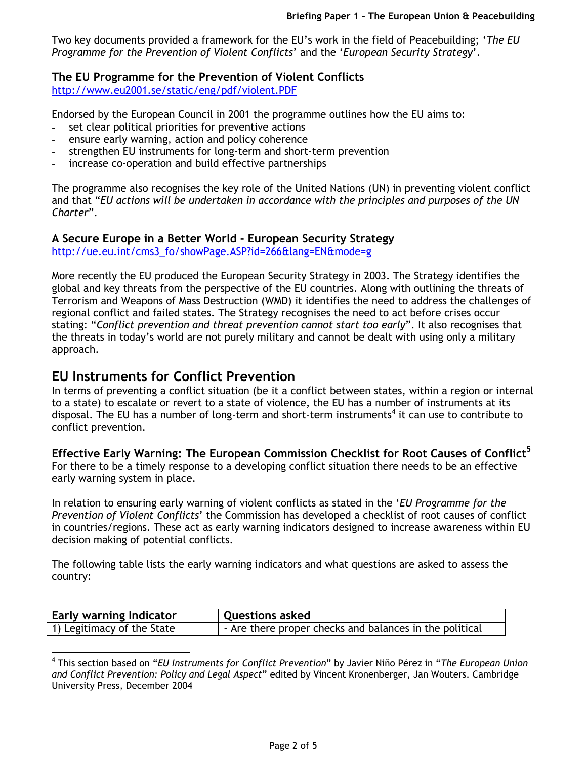Two key documents provided a framework for the EU's work in the field of Peacebuilding; '*The EU Programme for the Prevention of Violent Conflicts*' and the '*European Security Strategy*'.

### The EU Programme for the Prevention of Violent Conflicts

http://www.eu2001.se/static/eng/pdf/violent.PDF

Endorsed by the European Council in 2001 the programme outlines how the EU aims to:

- set clear political priorities for preventive actions
- ensure early warning, action and policy coherence
- strengthen EU instruments for long-term and short-term prevention
- increase co-operation and build effective partnerships

The programme also recognises the key role of the United Nations (UN) in preventing violent conflict and that "*EU actions will be undertaken in accordance with the principles and purposes of the UN Charter*".

### A Secure Europe in a Better World - European Security Strategy

http://ue.eu.int/cms3_fo/showPage.ASP?id=266&lang=EN&mode=g

More recently the EU produced the European Security Strategy in 2003. The Strategy identifies the global and key threats from the perspective of the EU countries. Along with outlining the threats of Terrorism and Weapons of Mass Destruction (WMD) it identifies the need to address the challenges of regional conflict and failed states. The Strategy recognises the need to act before crises occur stating: "*Conflict prevention and threat prevention cannot start too early*". It also recognises that the threats in today's world are not purely military and cannot be dealt with using only a military approach.

## EU Instruments for Conflict Prevention

In terms of preventing a conflict situation (be it a conflict between states, within a region or internal to a state) to escalate or revert to a state of violence, the EU has a number of instruments at its disposal. The EU has a number of long-term and short-term instruments[4] it can use to contribute to conflict prevention.

### Effective Early Warning: The European Commission Checklist for Root Causes of Conflict[5]

For there to be a timely response to a developing conflict situation there needs to be an effective early warning system in place.

In relation to ensuring early warning of violent conflicts as stated in the '*EU Programme for the Prevention of Violent Conflicts*' the Commission has developed a checklist of root causes of conflict in countries/regions. These act as early warning indicators designed to increase awareness within EU decision making of potential conflicts.

The following table lists the early warning indicators and what questions are asked to assess the country:

| Early warning Indicator | Questions asked |
|---|---|
| 1) Legitimacy of the State | - Are there proper checks and balances in the political |

[4] This section based on "*EU Instruments for Conflict Prevention*" by Javier Niño Pérez in "*The European Union and Conflict Prevention: Policy and Legal Aspect*" edited by Vincent Kronenberger, Jan Wouters. Cambridge University Press, December 2004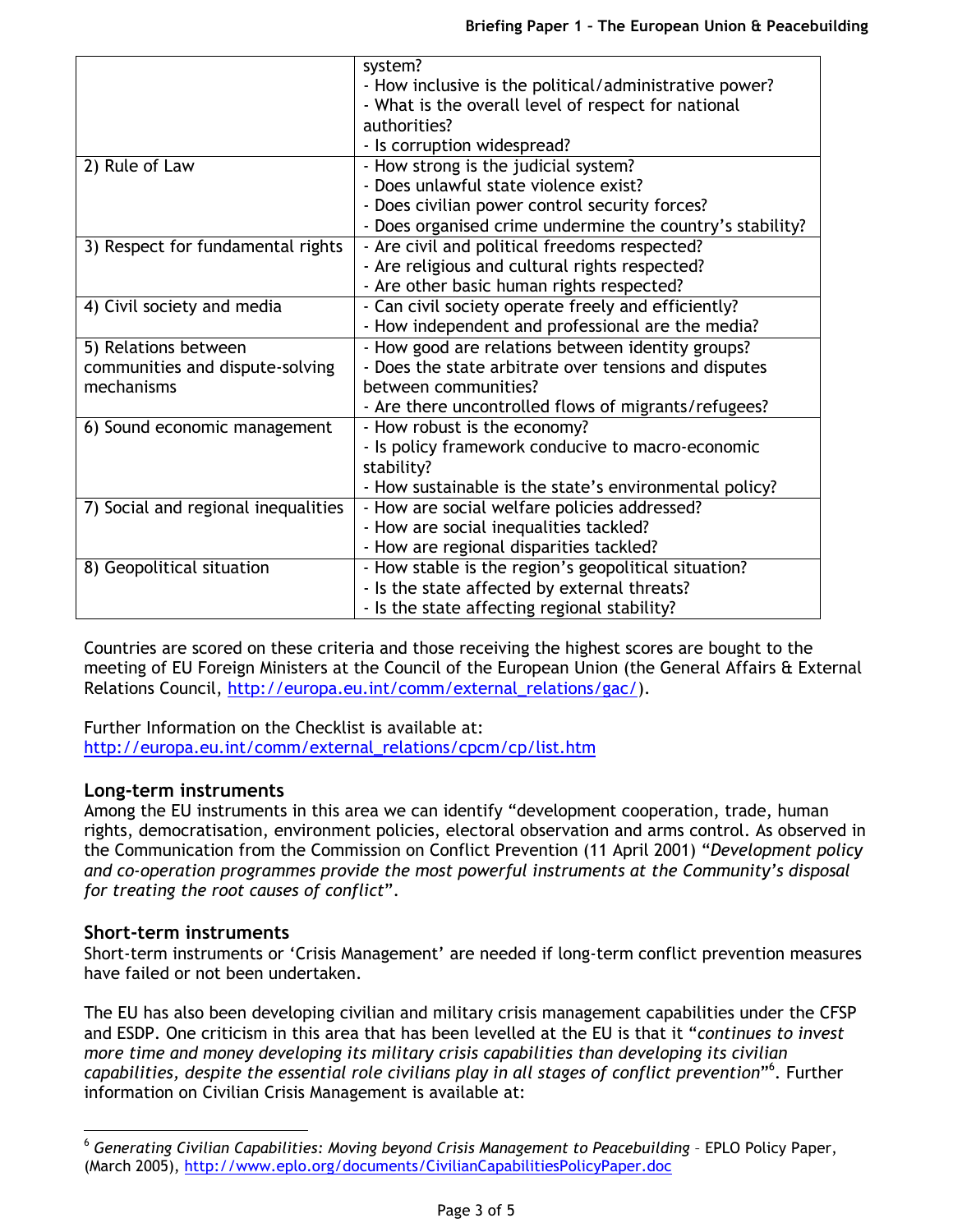|  |  |
|---|---|
|  | system?<br>- How inclusive is the political/administrative power?<br>- What is the overall level of respect for national authorities?<br>- Is corruption widespread? |
| 2) Rule of Law | - How strong is the judicial system?<br>- Does unlawful state violence exist?<br>- Does civilian power control security forces?<br>- Does organised crime undermine the country's stability? |
| 3) Respect for fundamental rights | - Are civil and political freedoms respected?<br>- Are religious and cultural rights respected?<br>- Are other basic human rights respected? |
| 4) Civil society and media | - Can civil society operate freely and efficiently?<br>- How independent and professional are the media? |
| 5) Relations between communities and dispute-solving mechanisms | - How good are relations between identity groups?<br>- Does the state arbitrate over tensions and disputes between communities?<br>- Are there uncontrolled flows of migrants/refugees? |
| 6) Sound economic management | - How robust is the economy?<br>- Is policy framework conducive to macro-economic stability?<br>- How sustainable is the state's environmental policy? |
| 7) Social and regional inequalities | - How are social welfare policies addressed?<br>- How are social inequalities tackled?<br>- How are regional disparities tackled? |
| 8) Geopolitical situation | - How stable is the region's geopolitical situation?<br>- Is the state affected by external threats?<br>- Is the state affecting regional stability? |

Countries are scored on these criteria and those receiving the highest scores are bought to the meeting of EU Foreign Ministers at the Council of the European Union (the General Affairs & External Relations Council, http://europa.eu.int/comm/external_relations/gac/).

Further Information on the Checklist is available at:
http://europa.eu.int/comm/external_relations/cpcm/cp/list.htm

## Long-term instruments

Among the EU instruments in this area we can identify "development cooperation, trade, human rights, democratisation, environment policies, electoral observation and arms control. As observed in the Communication from the Commission on Conflict Prevention (11 April 2001) "*Development policy and co-operation programmes provide the most powerful instruments at the Community's disposal for treating the root causes of conflict*".

## Short-term instruments

Short-term instruments or 'Crisis Management' are needed if long-term conflict prevention measures have failed or not been undertaken.

The EU has also been developing civilian and military crisis management capabilities under the CFSP and ESDP. One criticism in this area that has been levelled at the EU is that it "*continues to invest more time and money developing its military crisis capabilities than developing its civilian capabilities, despite the essential role civilians play in all stages of conflict prevention*"[6]. Further information on Civilian Crisis Management is available at:

[6] *Generating Civilian Capabilities: Moving beyond Crisis Management to Peacebuilding* – EPLO Policy Paper, (March 2005), http://www.eplo.org/documents/CivilianCapabilitiesPolicyPaper.doc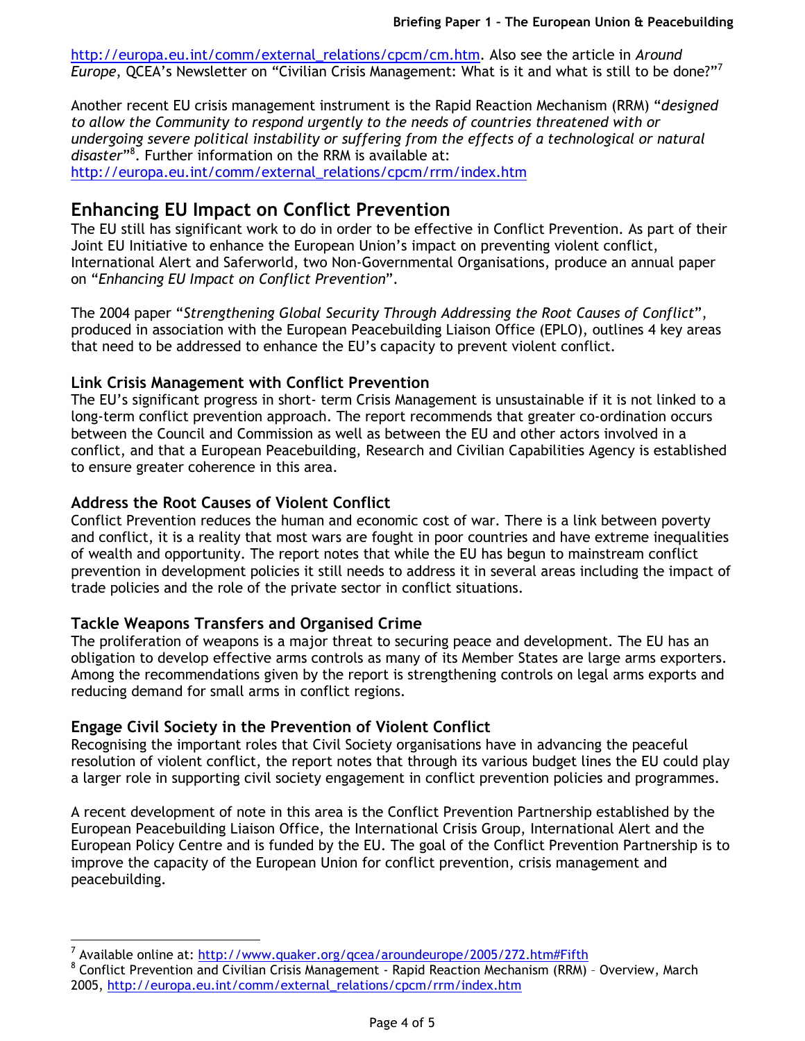http://europa.eu.int/comm/external_relations/cpcm/cm.htm. Also see the article in *Around Europe*, QCEA's Newsletter on "Civilian Crisis Management: What is it and what is still to be done?"[7]

Another recent EU crisis management instrument is the Rapid Reaction Mechanism (RRM) "*designed to allow the Community to respond urgently to the needs of countries threatened with or undergoing severe political instability or suffering from the effects of a technological or natural disaster*"[8]. Further information on the RRM is available at: http://europa.eu.int/comm/external_relations/cpcm/rrm/index.htm

## Enhancing EU Impact on Conflict Prevention

The EU still has significant work to do in order to be effective in Conflict Prevention. As part of their Joint EU Initiative to enhance the European Union's impact on preventing violent conflict, International Alert and Saferworld, two Non-Governmental Organisations, produce an annual paper on "*Enhancing EU Impact on Conflict Prevention*".

The 2004 paper "*Strengthening Global Security Through Addressing the Root Causes of Conflict*", produced in association with the European Peacebuilding Liaison Office (EPLO), outlines 4 key areas that need to be addressed to enhance the EU's capacity to prevent violent conflict.

### Link Crisis Management with Conflict Prevention

The EU's significant progress in short- term Crisis Management is unsustainable if it is not linked to a long-term conflict prevention approach. The report recommends that greater co-ordination occurs between the Council and Commission as well as between the EU and other actors involved in a conflict, and that a European Peacebuilding, Research and Civilian Capabilities Agency is established to ensure greater coherence in this area.

### Address the Root Causes of Violent Conflict

Conflict Prevention reduces the human and economic cost of war. There is a link between poverty and conflict, it is a reality that most wars are fought in poor countries and have extreme inequalities of wealth and opportunity. The report notes that while the EU has begun to mainstream conflict prevention in development policies it still needs to address it in several areas including the impact of trade policies and the role of the private sector in conflict situations.

### Tackle Weapons Transfers and Organised Crime

The proliferation of weapons is a major threat to securing peace and development. The EU has an obligation to develop effective arms controls as many of its Member States are large arms exporters. Among the recommendations given by the report is strengthening controls on legal arms exports and reducing demand for small arms in conflict regions.

### Engage Civil Society in the Prevention of Violent Conflict

Recognising the important roles that Civil Society organisations have in advancing the peaceful resolution of violent conflict, the report notes that through its various budget lines the EU could play a larger role in supporting civil society engagement in conflict prevention policies and programmes.

A recent development of note in this area is the Conflict Prevention Partnership established by the European Peacebuilding Liaison Office, the International Crisis Group, International Alert and the European Policy Centre and is funded by the EU. The goal of the Conflict Prevention Partnership is to improve the capacity of the European Union for conflict prevention, crisis management and peacebuilding.

---

[7] Available online at: http://www.quaker.org/qcea/aroundeurope/2005/272.htm#Fifth

[8] Conflict Prevention and Civilian Crisis Management - Rapid Reaction Mechanism (RRM) – Overview, March 2005, http://europa.eu.int/comm/external_relations/cpcm/rrm/index.htm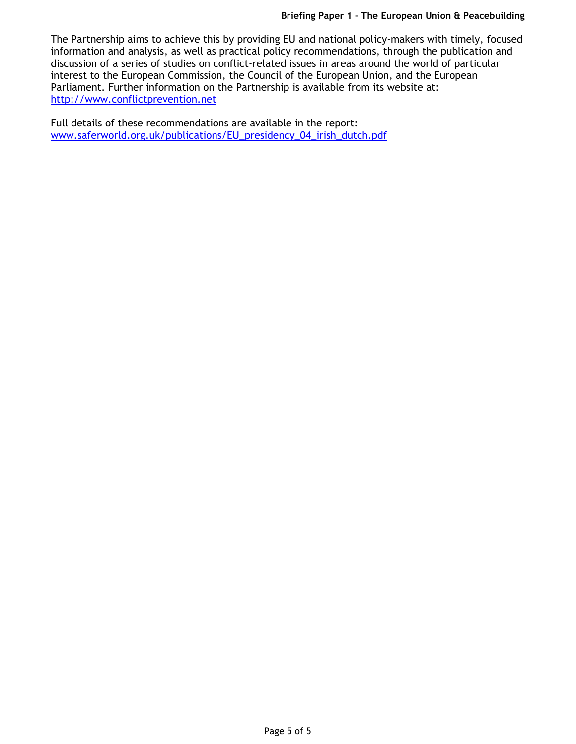The Partnership aims to achieve this by providing EU and national policy-makers with timely, focused information and analysis, as well as practical policy recommendations, through the publication and discussion of a series of studies on conflict-related issues in areas around the world of particular interest to the European Commission, the Council of the European Union, and the European Parliament. Further information on the Partnership is available from its website at: http://www.conflictprevention.net

Full details of these recommendations are available in the report: www.saferworld.org.uk/publications/EU_presidency_04_irish_dutch.pdf